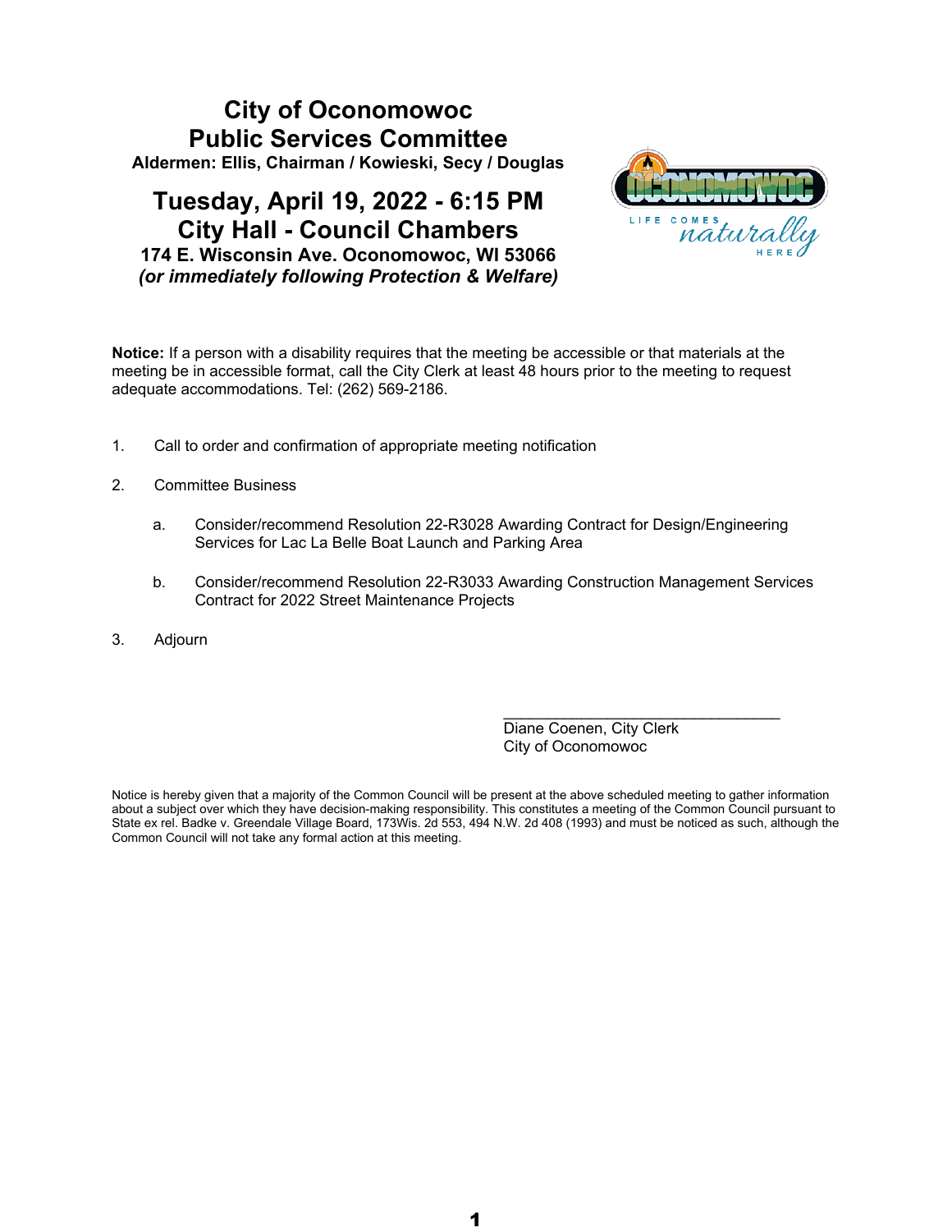# City of Oconomowoc
# Public Services Committee

**Aldermen: Ellis, Chairman / Kowieski, Secy / Douglas**

## Tuesday, April 19, 2022 - 6:15 PM
## City Hall - Council Chambers

**174 E. Wisconsin Ave. Oconomowoc, WI 53066**

***(or immediately following Protection & Welfare)***

**Notice:** If a person with a disability requires that the meeting be accessible or that materials at the meeting be in accessible format, call the City Clerk at least 48 hours prior to the meeting to request adequate accommodations. Tel: (262) 569-2186.

1. Call to order and confirmation of appropriate meeting notification

2. Committee Business

   a. Consider/recommend Resolution 22-R3028 Awarding Contract for Design/Engineering Services for Lac La Belle Boat Launch and Parking Area

   b. Consider/recommend Resolution 22-R3033 Awarding Construction Management Services Contract for 2022 Street Maintenance Projects

3. Adjourn

_________________________________

Diane Coenen, City Clerk
City of Oconomowoc

Notice is hereby given that a majority of the Common Council will be present at the above scheduled meeting to gather information about a subject over which they have decision-making responsibility. This constitutes a meeting of the Common Council pursuant to State ex rel. Badke v. Greendale Village Board, 173Wis. 2d 553, 494 N.W. 2d 408 (1993) and must be noticed as such, although the Common Council will not take any formal action at this meeting.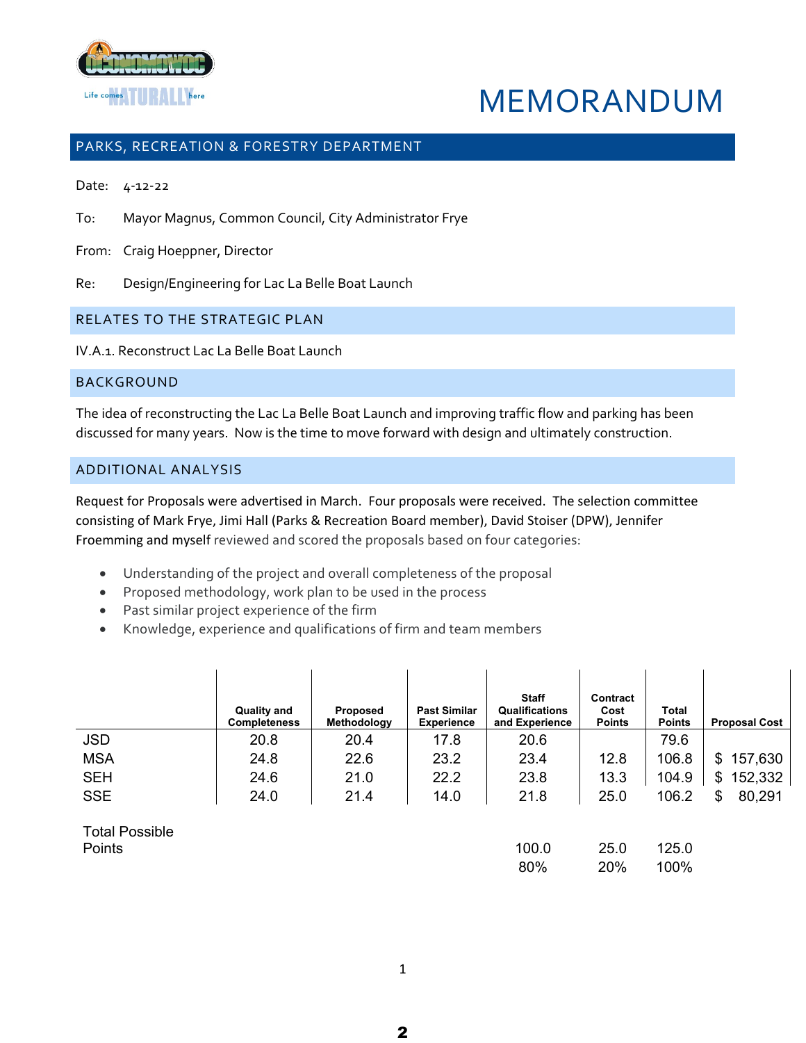# MEMORANDUM

## PARKS, RECREATION & FORESTRY DEPARTMENT

Date: 4-12-22

To: Mayor Magnus, Common Council, City Administrator Frye

From: Craig Hoeppner, Director

Re: Design/Engineering for Lac La Belle Boat Launch

## RELATES TO THE STRATEGIC PLAN

IV.A.1. Reconstruct Lac La Belle Boat Launch

## BACKGROUND

The idea of reconstructing the Lac La Belle Boat Launch and improving traffic flow and parking has been discussed for many years. Now is the time to move forward with design and ultimately construction.

## ADDITIONAL ANALYSIS

Request for Proposals were advertised in March. Four proposals were received. The selection committee consisting of Mark Frye, Jimi Hall (Parks & Recreation Board member), David Stoiser (DPW), Jennifer Froemming and myself reviewed and scored the proposals based on four categories:

- Understanding of the project and overall completeness of the proposal
- Proposed methodology, work plan to be used in the process
- Past similar project experience of the firm
- Knowledge, experience and qualifications of firm and team members

| | Quality and Completeness | Proposed Methodology | Past Similar Experience | Staff Qualifications and Experience | Contract Cost Points | Total Points | Proposal Cost |
|---|---|---|---|---|---|---|---|
| JSD | 20.8 | 20.4 | 17.8 | 20.6 | | 79.6 | |
| MSA | 24.8 | 22.6 | 23.2 | 23.4 | 12.8 | 106.8 | $ 157,630 |
| SEH | 24.6 | 21.0 | 22.2 | 23.8 | 13.3 | 104.9 | $ 152,332 |
| SSE | 24.0 | 21.4 | 14.0 | 21.8 | 25.0 | 106.2 | $ 80,291 |
| Total Possible Points | | | | 100.0 | 25.0 | 125.0 | |
| | | | | 80% | 20% | 100% | |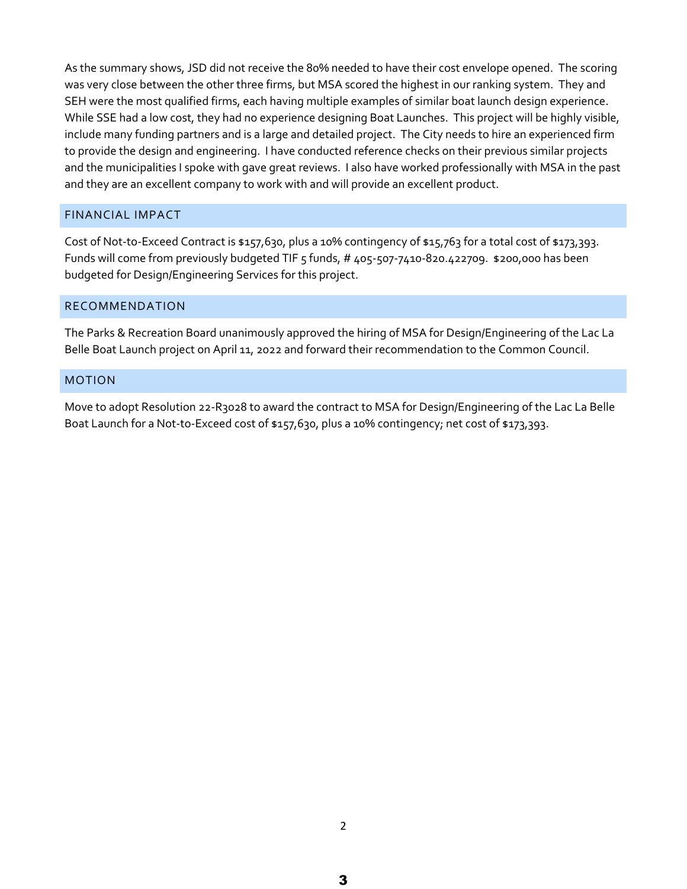As the summary shows, JSD did not receive the 80% needed to have their cost envelope opened. The scoring was very close between the other three firms, but MSA scored the highest in our ranking system. They and SEH were the most qualified firms, each having multiple examples of similar boat launch design experience. While SSE had a low cost, they had no experience designing Boat Launches. This project will be highly visible, include many funding partners and is a large and detailed project. The City needs to hire an experienced firm to provide the design and engineering. I have conducted reference checks on their previous similar projects and the municipalities I spoke with gave great reviews. I also have worked professionally with MSA in the past and they are an excellent company to work with and will provide an excellent product.

## FINANCIAL IMPACT

Cost of Not-to-Exceed Contract is $157,630, plus a 10% contingency of $15,763 for a total cost of $173,393. Funds will come from previously budgeted TIF 5 funds, # 405-507-7410-820.422709. $200,000 has been budgeted for Design/Engineering Services for this project.

## RECOMMENDATION

The Parks & Recreation Board unanimously approved the hiring of MSA for Design/Engineering of the Lac La Belle Boat Launch project on April 11, 2022 and forward their recommendation to the Common Council.

## MOTION

Move to adopt Resolution 22-R3028 to award the contract to MSA for Design/Engineering of the Lac La Belle Boat Launch for a Not-to-Exceed cost of $157,630, plus a 10% contingency; net cost of $173,393.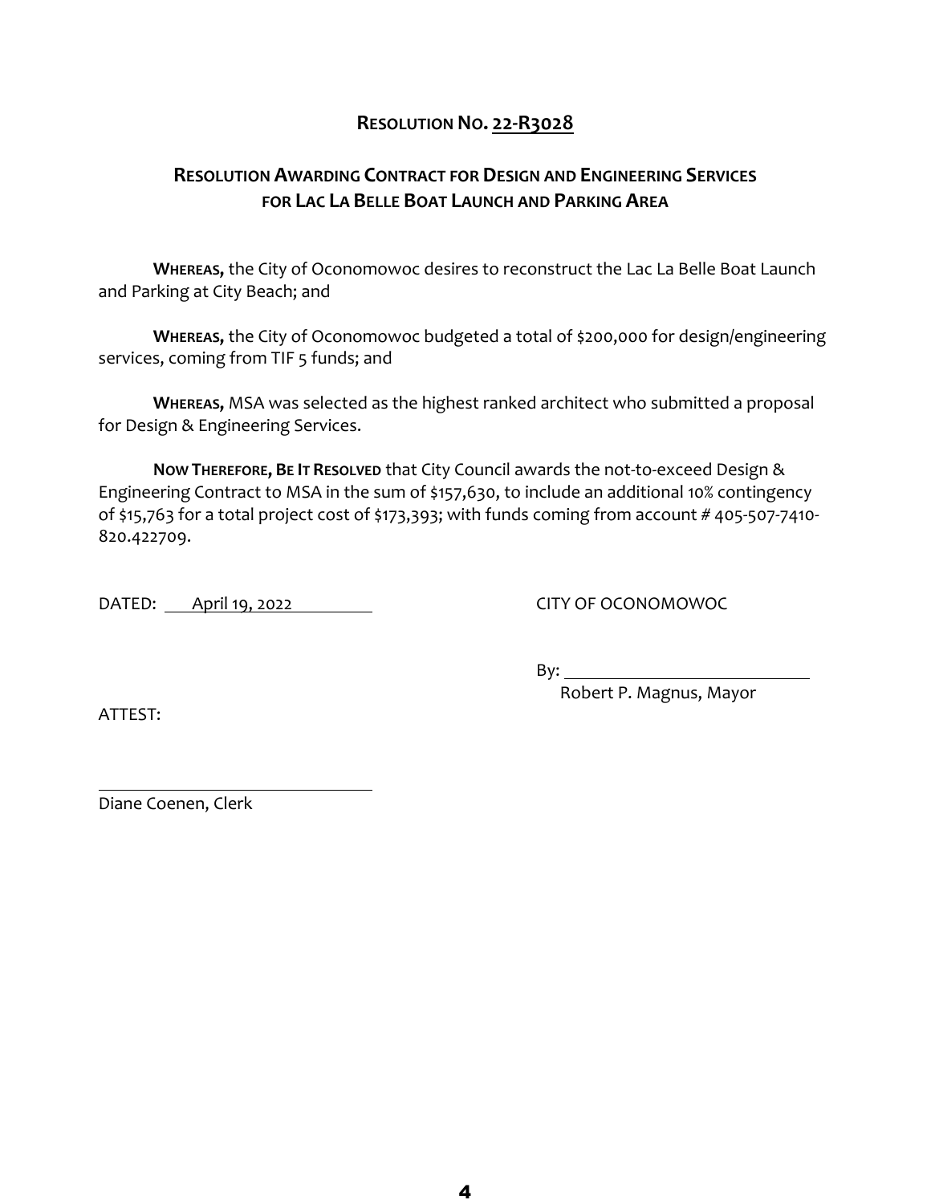## RESOLUTION NO. 22-R3028

## RESOLUTION AWARDING CONTRACT FOR DESIGN AND ENGINEERING SERVICES FOR LAC LA BELLE BOAT LAUNCH AND PARKING AREA

**WHEREAS,** the City of Oconomowoc desires to reconstruct the Lac La Belle Boat Launch and Parking at City Beach; and

**WHEREAS,** the City of Oconomowoc budgeted a total of $200,000 for design/engineering services, coming from TIF 5 funds; and

**WHEREAS,** MSA was selected as the highest ranked architect who submitted a proposal for Design & Engineering Services.

**NOW THEREFORE, BE IT RESOLVED** that City Council awards the not-to-exceed Design & Engineering Contract to MSA in the sum of $157,630, to include an additional 10% contingency of $15,763 for a total project cost of $173,393; with funds coming from account # 405-507-7410-820.422709.

DATED: April 19, 2022

CITY OF OCONOMOWOC

By: ____________________________
Robert P. Magnus, Mayor

ATTEST:

____________________________
Diane Coenen, Clerk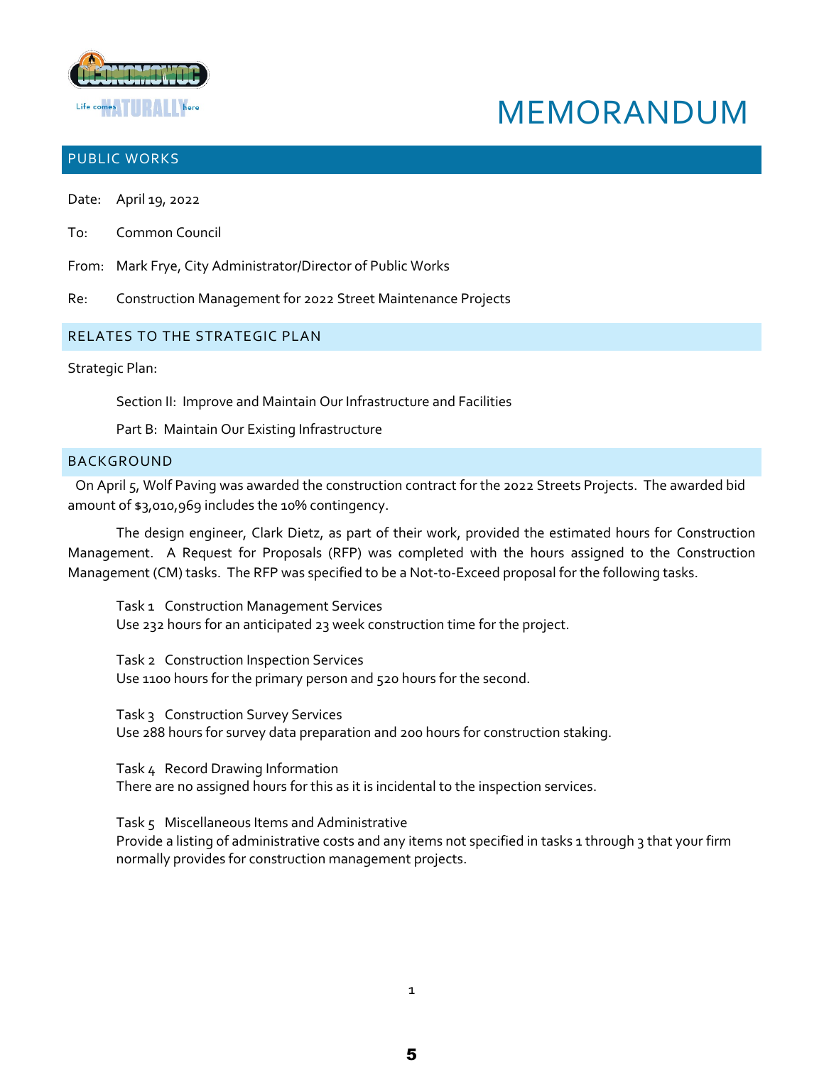# MEMORANDUM

## PUBLIC WORKS

Date: April 19, 2022

To: Common Council

From: Mark Frye, City Administrator/Director of Public Works

Re: Construction Management for 2022 Street Maintenance Projects

## RELATES TO THE STRATEGIC PLAN

Strategic Plan:

Section II: Improve and Maintain Our Infrastructure and Facilities

Part B: Maintain Our Existing Infrastructure

## BACKGROUND

On April 5, Wolf Paving was awarded the construction contract for the 2022 Streets Projects. The awarded bid amount of $3,010,969 includes the 10% contingency.

The design engineer, Clark Dietz, as part of their work, provided the estimated hours for Construction Management. A Request for Proposals (RFP) was completed with the hours assigned to the Construction Management (CM) tasks. The RFP was specified to be a Not-to-Exceed proposal for the following tasks.

Task 1 Construction Management Services
Use 232 hours for an anticipated 23 week construction time for the project.

Task 2 Construction Inspection Services
Use 1100 hours for the primary person and 520 hours for the second.

Task 3 Construction Survey Services
Use 288 hours for survey data preparation and 200 hours for construction staking.

Task 4 Record Drawing Information
There are no assigned hours for this as it is incidental to the inspection services.

Task 5 Miscellaneous Items and Administrative
Provide a listing of administrative costs and any items not specified in tasks 1 through 3 that your firm normally provides for construction management projects.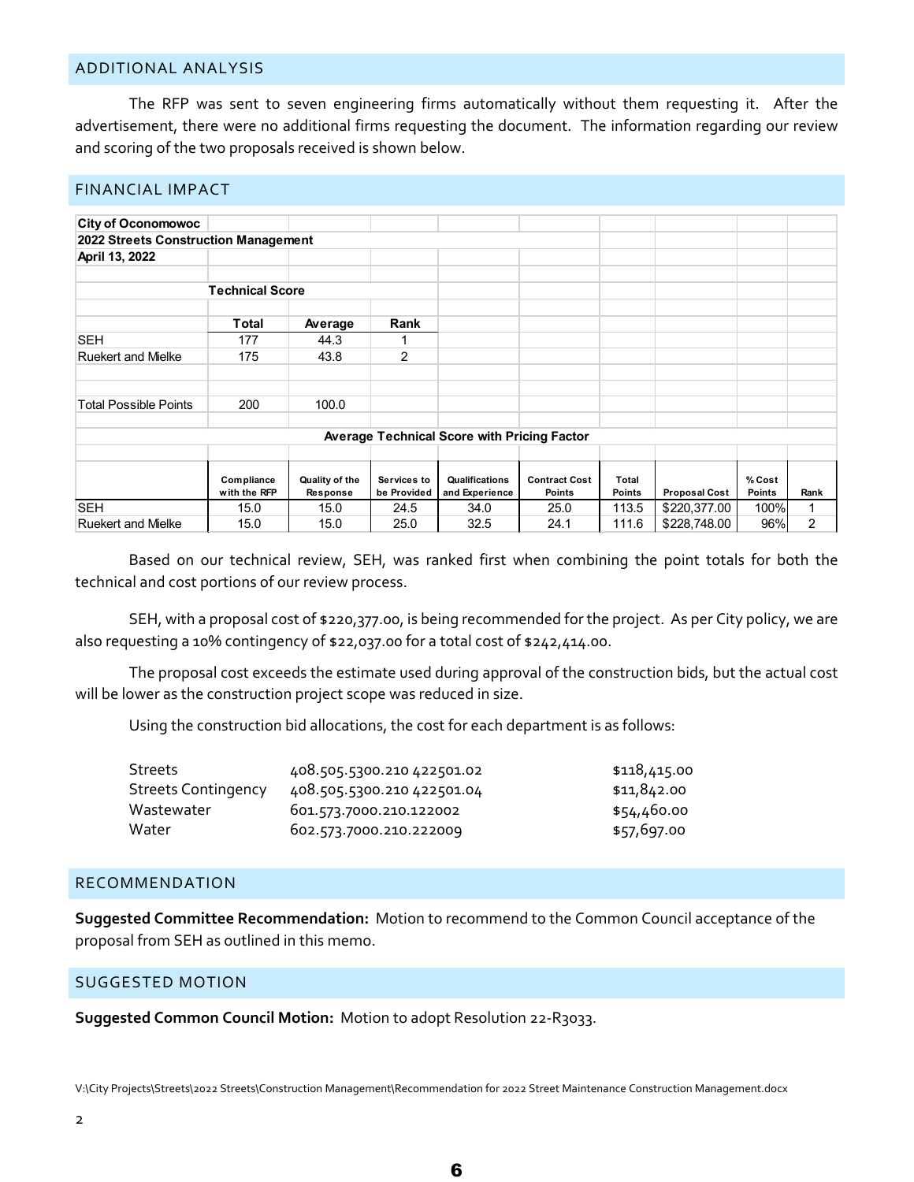## ADDITIONAL ANALYSIS

The RFP was sent to seven engineering firms automatically without them requesting it. After the advertisement, there were no additional firms requesting the document. The information regarding our review and scoring of the two proposals received is shown below.

## FINANCIAL IMPACT

**City of Oconomowoc**
**2022 Streets Construction Management**
**April 13, 2022**

**Technical Score**

| | Total | Average | Rank |
|---|---|---|---|
| SEH | 177 | 44.3 | 1 |
| Ruekert and Mielke | 175 | 43.8 | 2 |
| Total Possible Points | 200 | 100.0 | |

**Average Technical Score with Pricing Factor**

| | Compliance with the RFP | Quality of the Response | Services to be Provided | Qualifications and Experience | Contract Cost Points | Total Points | Proposal Cost | % Cost Points | Rank |
|---|---|---|---|---|---|---|---|---|---|
| SEH | 15.0 | 15.0 | 24.5 | 34.0 | 25.0 | 113.5 | $220,377.00 | 100% | 1 |
| Ruekert and Mielke | 15.0 | 15.0 | 25.0 | 32.5 | 24.1 | 111.6 | $228,748.00 | 96% | 2 |

Based on our technical review, SEH, was ranked first when combining the point totals for both the technical and cost portions of our review process.

SEH, with a proposal cost of $220,377.00, is being recommended for the project. As per City policy, we are also requesting a 10% contingency of $22,037.00 for a total cost of $242,414.00.

The proposal cost exceeds the estimate used during approval of the construction bids, but the actual cost will be lower as the construction project scope was reduced in size.

Using the construction bid allocations, the cost for each department is as follows:

| | | |
|---|---|---|
| Streets | 408.505.5300.210 422501.02 | $118,415.00 |
| Streets Contingency | 408.505.5300.210 422501.04 | $11,842.00 |
| Wastewater | 601.573.7000.210.122002 | $54,460.00 |
| Water | 602.573.7000.210.222009 | $57,697.00 |

## RECOMMENDATION

**Suggested Committee Recommendation:** Motion to recommend to the Common Council acceptance of the proposal from SEH as outlined in this memo.

## SUGGESTED MOTION

**Suggested Common Council Motion:** Motion to adopt Resolution 22-R3033.

V:\City Projects\Streets\2022 Streets\Construction Management\Recommendation for 2022 Street Maintenance Construction Management.docx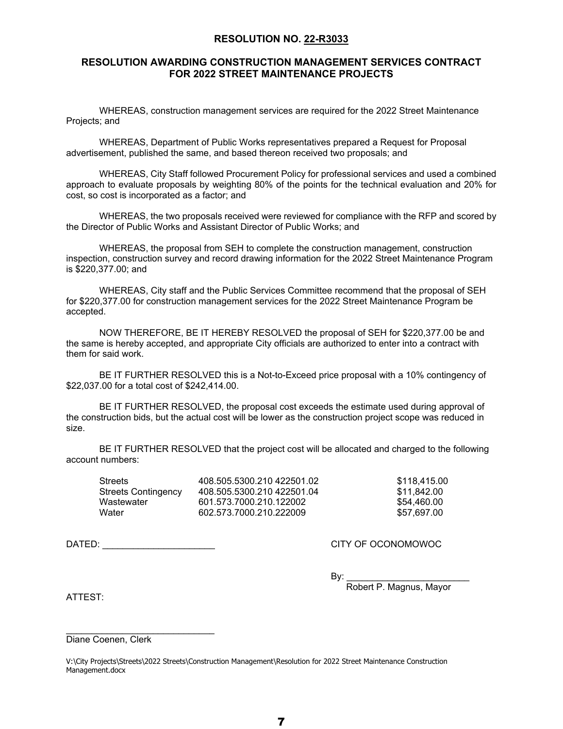# RESOLUTION NO. 22-R3033

## RESOLUTION AWARDING CONSTRUCTION MANAGEMENT SERVICES CONTRACT FOR 2022 STREET MAINTENANCE PROJECTS

WHEREAS, construction management services are required for the 2022 Street Maintenance Projects; and

WHEREAS, Department of Public Works representatives prepared a Request for Proposal advertisement, published the same, and based thereon received two proposals; and

WHEREAS, City Staff followed Procurement Policy for professional services and used a combined approach to evaluate proposals by weighting 80% of the points for the technical evaluation and 20% for cost, so cost is incorporated as a factor; and

WHEREAS, the two proposals received were reviewed for compliance with the RFP and scored by the Director of Public Works and Assistant Director of Public Works; and

WHEREAS, the proposal from SEH to complete the construction management, construction inspection, construction survey and record drawing information for the 2022 Street Maintenance Program is $220,377.00; and

WHEREAS, City staff and the Public Services Committee recommend that the proposal of SEH for $220,377.00 for construction management services for the 2022 Street Maintenance Program be accepted.

NOW THEREFORE, BE IT HEREBY RESOLVED the proposal of SEH for $220,377.00 be and the same is hereby accepted, and appropriate City officials are authorized to enter into a contract with them for said work.

BE IT FURTHER RESOLVED this is a Not-to-Exceed price proposal with a 10% contingency of $22,037.00 for a total cost of $242,414.00.

BE IT FURTHER RESOLVED, the proposal cost exceeds the estimate used during approval of the construction bids, but the actual cost will be lower as the construction project scope was reduced in size.

BE IT FURTHER RESOLVED that the project cost will be allocated and charged to the following account numbers:

| | | |
|---|---|---|
| Streets | 408.505.5300.210 422501.02 | $118,415.00 |
| Streets Contingency | 408.505.5300.210 422501.04 | $11,842.00 |
| Wastewater | 601.573.7000.210.122002 | $54,460.00 |
| Water | 602.573.7000.210.222009 | $57,697.00 |

DATED: ______________________

CITY OF OCONOMOWOC

By: ________________________
Robert P. Magnus, Mayor

ATTEST:

_____________________________
Diane Coenen, Clerk

V:\City Projects\Streets\2022 Streets\Construction Management\Resolution for 2022 Street Maintenance Construction Management.docx